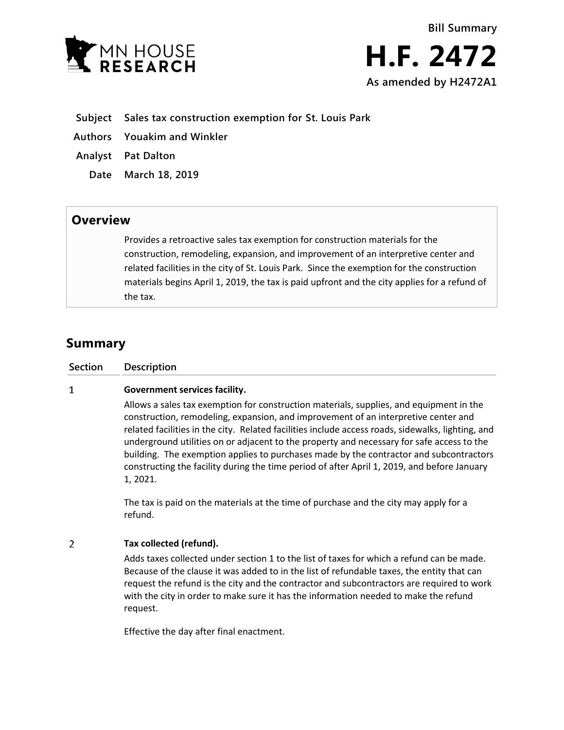MN HOUSE RESEARCH

Bill Summary

# H.F. 2472

**As amended by H2472A1**

**Subject** Sales tax construction exemption for St. Louis Park

**Authors** Youakim and Winkler

**Analyst** Pat Dalton

**Date** March 18, 2019

## Overview

Provides a retroactive sales tax exemption for construction materials for the construction, remodeling, expansion, and improvement of an interpretive center and related facilities in the city of St. Louis Park. Since the exemption for the construction materials begins April 1, 2019, the tax is paid upfront and the city applies for a refund of the tax.

## Summary

| Section | Description |
|---|---|
| 1 | **Government services facility.**<br><br>Allows a sales tax exemption for construction materials, supplies, and equipment in the construction, remodeling, expansion, and improvement of an interpretive center and related facilities in the city. Related facilities include access roads, sidewalks, lighting, and underground utilities on or adjacent to the property and necessary for safe access to the building. The exemption applies to purchases made by the contractor and subcontractors constructing the facility during the time period of after April 1, 2019, and before January 1, 2021.<br><br>The tax is paid on the materials at the time of purchase and the city may apply for a refund. |
| 2 | **Tax collected (refund).**<br><br>Adds taxes collected under section 1 to the list of taxes for which a refund can be made. Because of the clause it was added to in the list of refundable taxes, the entity that can request the refund is the city and the contractor and subcontractors are required to work with the city in order to make sure it has the information needed to make the refund request.<br><br>Effective the day after final enactment. |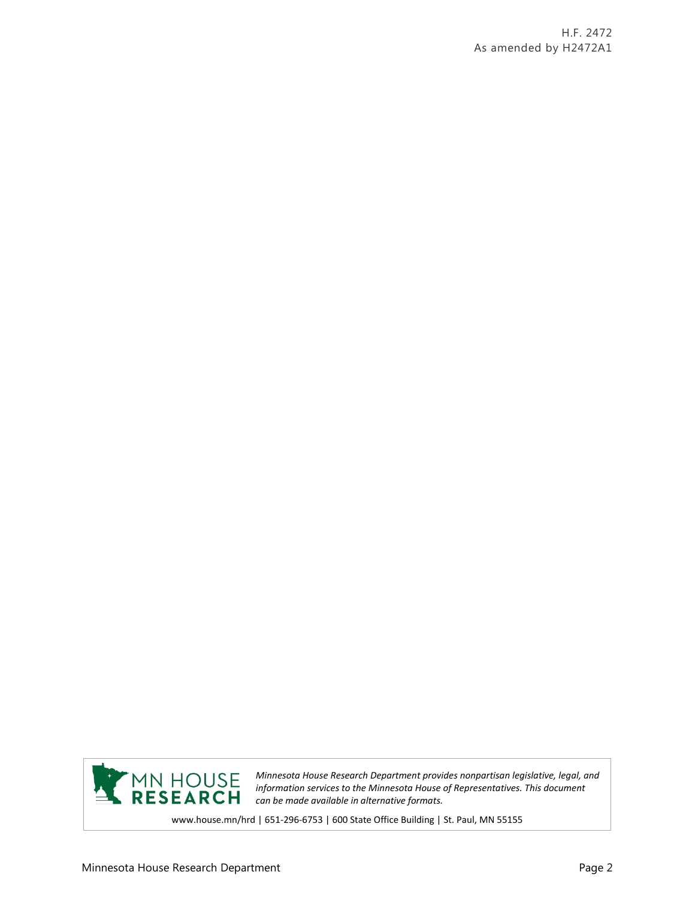*Minnesota House Research Department provides nonpartisan legislative, legal, and information services to the Minnesota House of Representatives. This document can be made available in alternative formats.*

www.house.mn/hrd | 651-296-6753 | 600 State Office Building | St. Paul, MN 55155